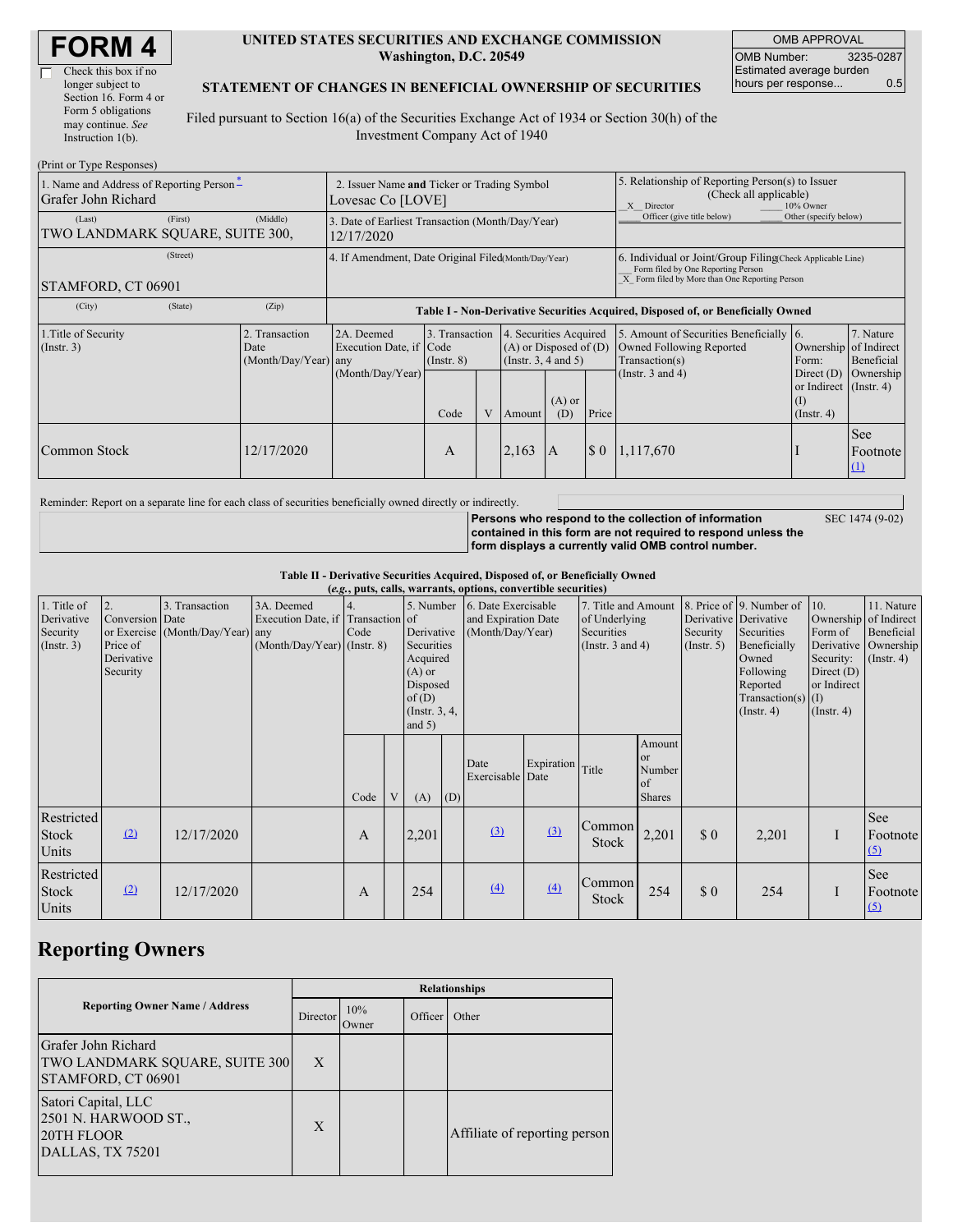# FORM 4

☐ Check this box if no longer subject to Section 16. Form 4 or Form 5 obligations may continue. *See* Instruction 1(b).

**UNITED STATES SECURITIES AND EXCHANGE COMMISSION**
**Washington, D.C. 20549**

**STATEMENT OF CHANGES IN BENEFICIAL OWNERSHIP OF SECURITIES**

Filed pursuant to Section 16(a) of the Securities Exchange Act of 1934 or Section 30(h) of the Investment Company Act of 1940

| OMB APPROVAL | |
|---|---|
| OMB Number: | 3235-0287 |
| Estimated average burden hours per response... | 0.5 |

(Print or Type Responses)

| 1. Name and Address of Reporting Person * | 2. Issuer Name **and** Ticker or Trading Symbol | 5. Relationship of Reporting Person(s) to Issuer (Check all applicable) |
|---|---|---|
| Grafer John Richard | Lovesac Co [LOVE] | _X_ Director ___ 10% Owner ___ Officer (give title below) ___ Other (specify below) |
| (Last) (First) (Middle) TWO LANDMARK SQUARE, SUITE 300, | 3. Date of Earliest Transaction (Month/Day/Year) 12/17/2020 | |
| (Street) STAMFORD, CT 06901 | 4. If Amendment, Date Original Filed (Month/Day/Year) | 6. Individual or Joint/Group Filing (Check Applicable Line) ___ Form filed by One Reporting Person _X_ Form filed by More than One Reporting Person |
| (City) (State) (Zip) | | |

**Table I - Non-Derivative Securities Acquired, Disposed of, or Beneficially Owned**

| 1.Title of Security (Instr. 3) | 2. Transaction Date (Month/Day/Year) | 2A. Deemed Execution Date, if any (Month/Day/Year) | 3. Transaction Code (Instr. 8) Code | V | 4. Securities Acquired (A) or Disposed of (D) (Instr. 3, 4 and 5) Amount | (A) or (D) | Price | 5. Amount of Securities Beneficially Owned Following Reported Transaction(s) (Instr. 3 and 4) | 6. Ownership Form: Direct (D) or Indirect (I) (Instr. 4) | 7. Nature of Indirect Beneficial Ownership (Instr. 4) |
|---|---|---|---|---|---|---|---|---|---|---|
| Common Stock | 12/17/2020 | | A | | 2,163 | A | $ 0 | 1,117,670 | I | See Footnote (1) |

Reminder: Report on a separate line for each class of securities beneficially owned directly or indirectly.

**Persons who respond to the collection of information contained in this form are not required to respond unless the form displays a currently valid OMB control number.** SEC 1474 (9-02)

**Table II - Derivative Securities Acquired, Disposed of, or Beneficially Owned**
**(*e.g.*, puts, calls, warrants, options, convertible securities)**

| 1. Title of Derivative Security (Instr. 3) | 2. Conversion or Exercise Price of Derivative Security | 3. Transaction Date (Month/Day/Year) | 3A. Deemed Execution Date, if any (Month/Day/Year) | 4. Transaction Code (Instr. 8) Code | V | 5. Number of Derivative Securities Acquired (A) or Disposed of (D) (Instr. 3, 4, and 5) (A) | (D) | 6. Date Exercisable and Expiration Date (Month/Day/Year) Date Exercisable | Expiration Date | 7. Title and Amount of Underlying Securities (Instr. 3 and 4) Title | Amount or Number of Shares | 8. Price of Derivative Security (Instr. 5) | 9. Number of Derivative Securities Beneficially Owned Following Reported Transaction(s) (Instr. 4) | 10. Ownership Form of Derivative Security: Direct (D) or Indirect (I) (Instr. 4) | 11. Nature of Indirect Beneficial Ownership (Instr. 4) |
|---|---|---|---|---|---|---|---|---|---|---|---|---|---|---|---|
| Restricted Stock Units | (2) | 12/17/2020 | | A | | 2,201 | | (3) | (3) | Common Stock | 2,201 | $ 0 | 2,201 | I | See Footnote (5) |
| Restricted Stock Units | (2) | 12/17/2020 | | A | | 254 | | (4) | (4) | Common Stock | 254 | $ 0 | 254 | I | See Footnote (5) |

## Reporting Owners

| Reporting Owner Name / Address | Relationships: Director | 10% Owner | Officer | Other |
|---|---|---|---|---|
| Grafer John Richard TWO LANDMARK SQUARE, SUITE 300 STAMFORD, CT 06901 | X | | | |
| Satori Capital, LLC 2501 N. HARWOOD ST., 20TH FLOOR DALLAS, TX 75201 | X | | | Affiliate of reporting person |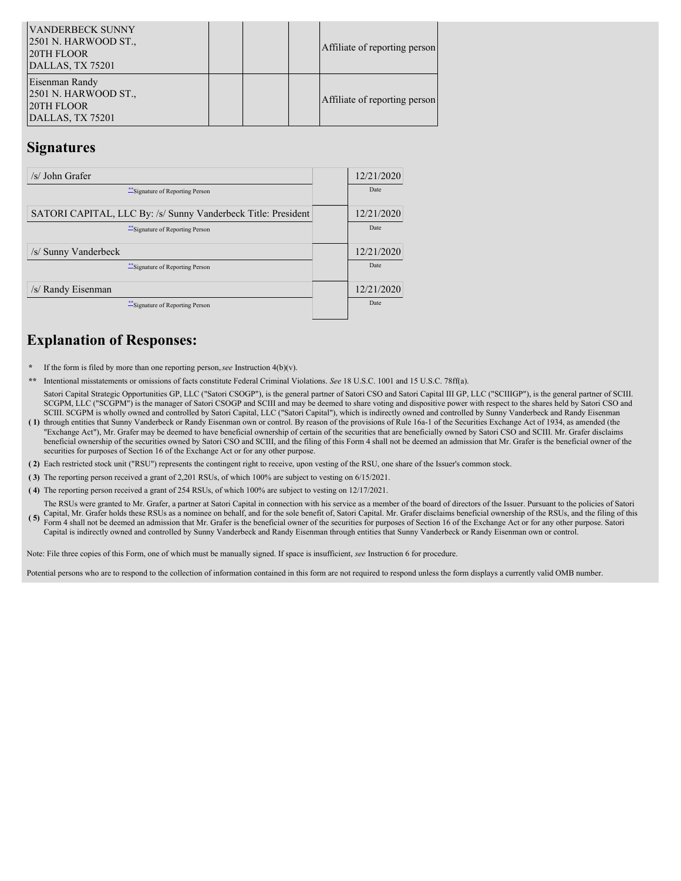| | | | | |
|---|---|---|---|---|
| VANDERBECK SUNNY<br>2501 N. HARWOOD ST.,<br>20TH FLOOR<br>DALLAS, TX 75201 | | | | Affiliate of reporting person |
| Eisenman Randy<br>2501 N. HARWOOD ST.,<br>20TH FLOOR<br>DALLAS, TX 75201 | | | | Affiliate of reporting person |

## Signatures

| | | |
|---|---|---|
| /s/ John Grafer | | 12/21/2020 |
| **Signature of Reporting Person | | Date |
| SATORI CAPITAL, LLC By: /s/ Sunny Vanderbeck Title: President | | 12/21/2020 |
| **Signature of Reporting Person | | Date |
| /s/ Sunny Vanderbeck | | 12/21/2020 |
| **Signature of Reporting Person | | Date |
| /s/ Randy Eisenman | | 12/21/2020 |
| **Signature of Reporting Person | | Date |

## Explanation of Responses:

\* If the form is filed by more than one reporting person, *see* Instruction 4(b)(v).

\*\* Intentional misstatements or omissions of facts constitute Federal Criminal Violations. *See* 18 U.S.C. 1001 and 15 U.S.C. 78ff(a).

(1) Satori Capital Strategic Opportunities GP, LLC ("Satori CSOGP"), is the general partner of Satori CSO and Satori Capital III GP, LLC ("SCIIIGP"), is the general partner of SCIII. SCGPM, LLC ("SCGPM") is the manager of Satori CSOGP and SCIII and may be deemed to share voting and dispositive power with respect to the shares held by Satori CSO and SCIII. SCGPM is wholly owned and controlled by Satori Capital, LLC ("Satori Capital"), which is indirectly owned and controlled by Sunny Vanderbeck and Randy Eisenman through entities that Sunny Vanderbeck or Randy Eisenman own or control. By reason of the provisions of Rule 16a-1 of the Securities Exchange Act of 1934, as amended (the "Exchange Act"), Mr. Grafer may be deemed to have beneficial ownership of certain of the securities that are beneficially owned by Satori CSO and SCIII. Mr. Grafer disclaims beneficial ownership of the securities owned by Satori CSO and SCIII, and the filing of this Form 4 shall not be deemed an admission that Mr. Grafer is the beneficial owner of the securities for purposes of Section 16 of the Exchange Act or for any other purpose.

(2) Each restricted stock unit ("RSU") represents the contingent right to receive, upon vesting of the RSU, one share of the Issuer's common stock.

(3) The reporting person received a grant of 2,201 RSUs, of which 100% are subject to vesting on 6/15/2021.

(4) The reporting person received a grant of 254 RSUs, of which 100% are subject to vesting on 12/17/2021.

(5) The RSUs were granted to Mr. Grafer, a partner at Satori Capital in connection with his service as a member of the board of directors of the Issuer. Pursuant to the policies of Satori Capital, Mr. Grafer holds these RSUs as a nominee on behalf, and for the sole benefit of, Satori Capital. Mr. Grafer disclaims beneficial ownership of the RSUs, and the filing of this Form 4 shall not be deemed an admission that Mr. Grafer is the beneficial owner of the securities for purposes of Section 16 of the Exchange Act or for any other purpose. Satori Capital is indirectly owned and controlled by Sunny Vanderbeck and Randy Eisenman through entities that Sunny Vanderbeck or Randy Eisenman own or control.

Note: File three copies of this Form, one of which must be manually signed. If space is insufficient, *see* Instruction 6 for procedure.

Potential persons who are to respond to the collection of information contained in this form are not required to respond unless the form displays a currently valid OMB number.